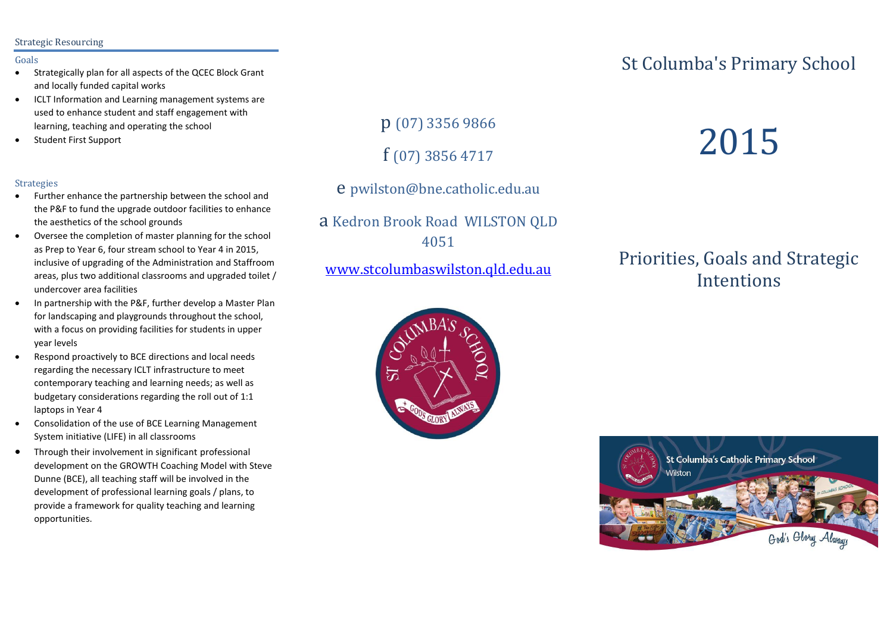## Strategic Resourcing

### Goals

- Strategically plan for all aspects of the QCEC Block Grant and locally funded capital works
- ICLT Information and Learning management systems are used to enhance student and staff engagement with learning, teaching and operating the school
- Student First Support

### Strategies

- Further enhance the partnership between the school and the P&F to fund the upgrade outdoor facilities to enhance the aesthetics of the school grounds
- Oversee the completion of master planning for the school as Prep to Year 6, four stream school to Year 4 in 2015, inclusive of upgrading of the Administration and Staffroom areas, plus two additional classrooms and upgraded toilet / undercover area facilities
- In partnership with the P&F, further develop a Master Plan for landscaping and playgrounds throughout the school, with a focus on providing facilities for students in upper year levels
- Respond proactively to BCE directions and local needs regarding the necessary ICLT infrastructure to meet contemporary teaching and learning needs; as well as budgetary considerations regarding the roll out of 1:1 laptops in Year 4
- Consolidation of the use of BCE Learning Management System initiative (LIFE) in all classrooms
- Through their involvement in significant professional development on the GROWTH Coaching Model with Steve Dunne (BCE), all teaching staff will be involved in the development of professional learning goals / plans, to provide a framework for quality teaching and learning opportunities.

p (07) 3356 9866

f (07) 3856 4717

e pwilston@bne.catholic.edu.au

a Kedron Brook Road WILSTON QLD 4051

www.stcolumbaswilston.qld.edu.au

# St Columba's Primary School

# 2015

## Priorities, Goals and Strategic Intentions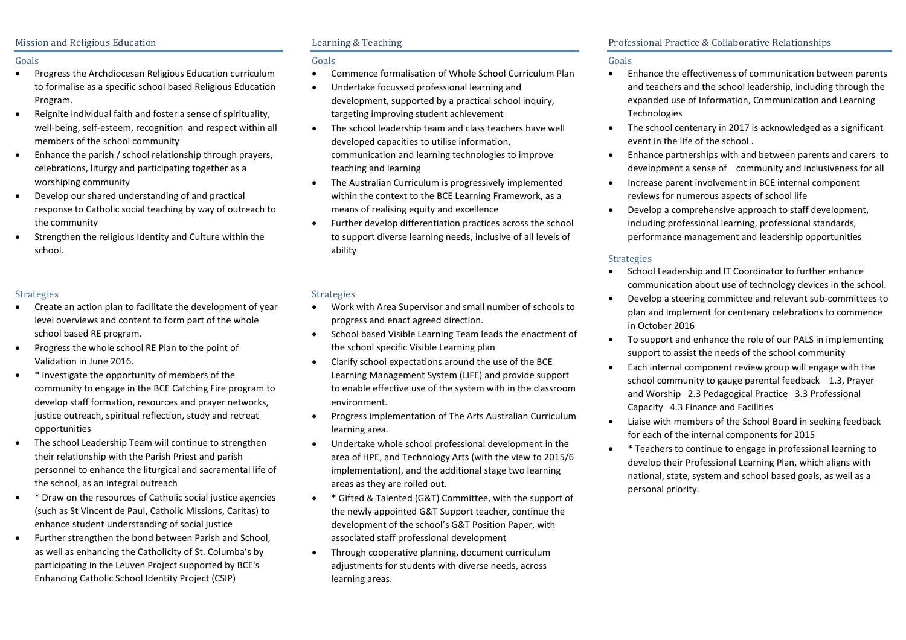## Mission and Religious Education

### Goals

- Progress the Archdiocesan Religious Education curriculum to formalise as a specific school based Religious Education Program.
- Reignite individual faith and foster a sense of spirituality, well-being, self-esteem, recognition and respect within all members of the school community
- Enhance the parish / school relationship through prayers, celebrations, liturgy and participating together as a worshiping community
- Develop our shared understanding of and practical response to Catholic social teaching by way of outreach to the community
- Strengthen the religious Identity and Culture within the school.

### Strategies

- Create an action plan to facilitate the development of year level overviews and content to form part of the whole school based RE program.
- Progress the whole school RE Plan to the point of Validation in June 2016.
- * Investigate the opportunity of members of the community to engage in the BCE Catching Fire program to develop staff formation, resources and prayer networks, justice outreach, spiritual reflection, study and retreat opportunities
- The school Leadership Team will continue to strengthen their relationship with the Parish Priest and parish personnel to enhance the liturgical and sacramental life of the school, as an integral outreach
- * Draw on the resources of Catholic social justice agencies (such as St Vincent de Paul, Catholic Missions, Caritas) to enhance student understanding of social justice
- Further strengthen the bond between Parish and School, as well as enhancing the Catholicity of St. Columba's by participating in the Leuven Project supported by BCE's Enhancing Catholic School Identity Project (CSIP)

## Learning & Teaching

### Goals

- Commence formalisation of Whole School Curriculum Plan
- Undertake focussed professional learning and development, supported by a practical school inquiry, targeting improving student achievement
- The school leadership team and class teachers have well developed capacities to utilise information, communication and learning technologies to improve teaching and learning
- The Australian Curriculum is progressively implemented within the context to the BCE Learning Framework, as a means of realising equity and excellence
- Further develop differentiation practices across the school to support diverse learning needs, inclusive of all levels of ability

### Strategies

- Work with Area Supervisor and small number of schools to progress and enact agreed direction.
- School based Visible Learning Team leads the enactment of the school specific Visible Learning plan
- Clarify school expectations around the use of the BCE Learning Management System (LIFE) and provide support to enable effective use of the system with in the classroom environment.
- Progress implementation of The Arts Australian Curriculum learning area.
- Undertake whole school professional development in the area of HPE, and Technology Arts (with the view to 2015/6 implementation), and the additional stage two learning areas as they are rolled out.
- * Gifted & Talented (G&T) Committee, with the support of the newly appointed G&T Support teacher, continue the development of the school's G&T Position Paper, with associated staff professional development
- Through cooperative planning, document curriculum adjustments for students with diverse needs, across learning areas.

## Professional Practice & Collaborative Relationships

### Goals

- Enhance the effectiveness of communication between parents and teachers and the school leadership, including through the expanded use of Information, Communication and Learning Technologies
- The school centenary in 2017 is acknowledged as a significant event in the life of the school .
- Enhance partnerships with and between parents and carers to development a sense of community and inclusiveness for all
- Increase parent involvement in BCE internal component reviews for numerous aspects of school life
- Develop a comprehensive approach to staff development, including professional learning, professional standards, performance management and leadership opportunities

### Strategies

- School Leadership and IT Coordinator to further enhance communication about use of technology devices in the school.
- Develop a steering committee and relevant sub-committees to plan and implement for centenary celebrations to commence in October 2016
- To support and enhance the role of our PALS in implementing support to assist the needs of the school community
- Each internal component review group will engage with the school community to gauge parental feedback 1.3, Prayer and Worship 2.3 Pedagogical Practice 3.3 Professional Capacity 4.3 Finance and Facilities
- Liaise with members of the School Board in seeking feedback for each of the internal components for 2015
- * Teachers to continue to engage in professional learning to develop their Professional Learning Plan, which aligns with national, state, system and school based goals, as well as a personal priority.